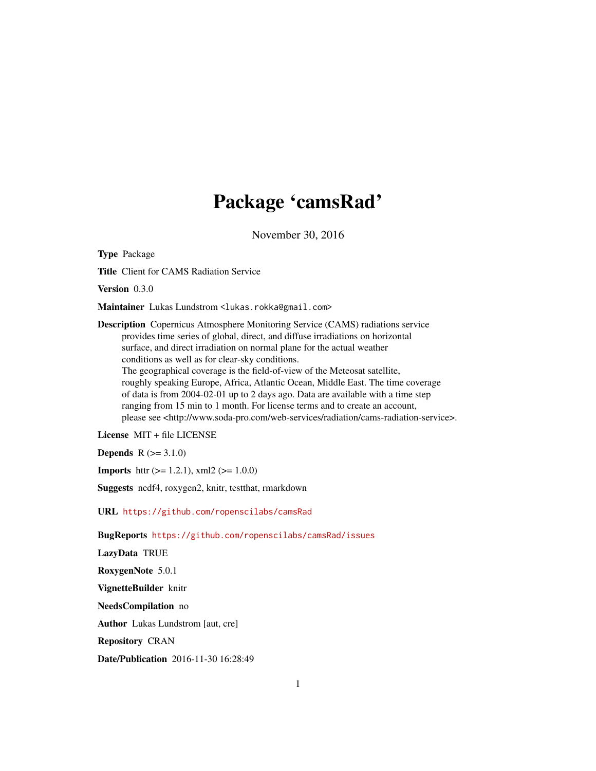# Package 'camsRad'

November 30, 2016

**Type** Package

**Title** Client for CAMS Radiation Service

**Version** 0.3.0

**Maintainer** Lukas Lundstrom <lukas.rokka@gmail.com>

**Description** Copernicus Atmosphere Monitoring Service (CAMS) radiations service provides time series of global, direct, and diffuse irradiations on horizontal surface, and direct irradiation on normal plane for the actual weather conditions as well as for clear-sky conditions. The geographical coverage is the field-of-view of the Meteosat satellite, roughly speaking Europe, Africa, Atlantic Ocean, Middle East. The time coverage of data is from 2004-02-01 up to 2 days ago. Data are available with a time step ranging from 15 min to 1 month. For license terms and to create an account, please see <http://www.soda-pro.com/web-services/radiation/cams-radiation-service>.

**License** MIT + file LICENSE

**Depends** R (>= 3.1.0)

**Imports** httr (>= 1.2.1), xml2 (>= 1.0.0)

**Suggests** ncdf4, roxygen2, knitr, testthat, rmarkdown

**URL** https://github.com/ropenscilabs/camsRad

**BugReports** https://github.com/ropenscilabs/camsRad/issues

**LazyData** TRUE

**RoxygenNote** 5.0.1

**VignetteBuilder** knitr

**NeedsCompilation** no

**Author** Lukas Lundstrom [aut, cre]

**Repository** CRAN

**Date/Publication** 2016-11-30 16:28:49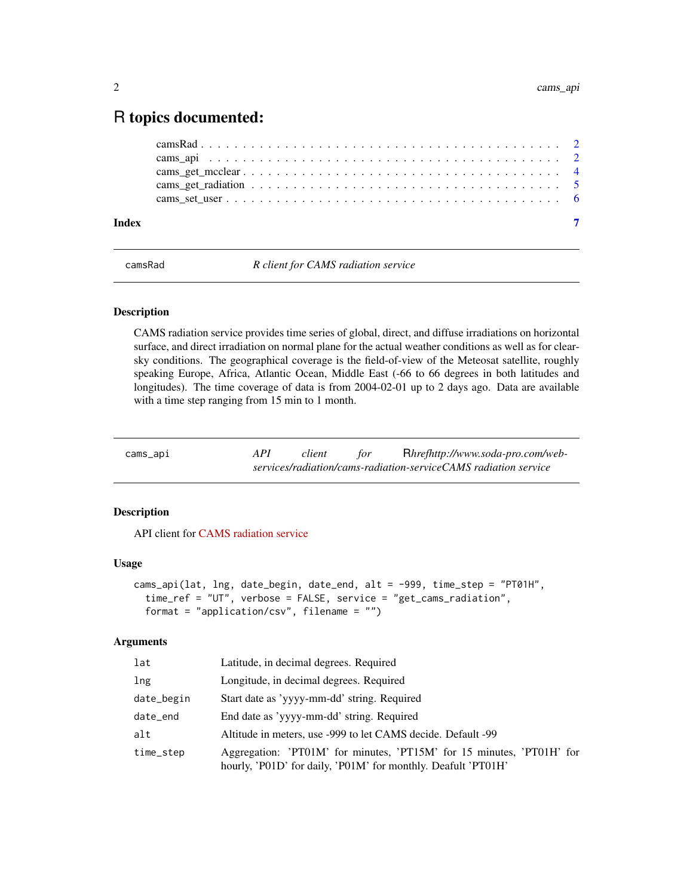# R topics documented:

camsRad . . . . . . . . . . . . . . . . . . . . . . . . . . . . . . . . . . . . . . . . 2
cams_api . . . . . . . . . . . . . . . . . . . . . . . . . . . . . . . . . . . . . . . . 2
cams_get_mcclear . . . . . . . . . . . . . . . . . . . . . . . . . . . . . . . . . . . . 4
cams_get_radiation . . . . . . . . . . . . . . . . . . . . . . . . . . . . . . . . . . . 5
cams_set_user . . . . . . . . . . . . . . . . . . . . . . . . . . . . . . . . . . . . . 6

**Index** **7**

---

## camsRad — *R client for CAMS radiation service*

### Description

CAMS radiation service provides time series of global, direct, and diffuse irradiations on horizontal surface, and direct irradiation on normal plane for the actual weather conditions as well as for clear-sky conditions. The geographical coverage is the field-of-view of the Meteosat satellite, roughly speaking Europe, Africa, Atlantic Ocean, Middle East (-66 to 66 degrees in both latitudes and longitudes). The time coverage of data is from 2004-02-01 up to 2 days ago. Data are available with a time step ranging from 15 min to 1 month.

---

## cams_api — *API client for Rhrefhttp://www.soda-pro.com/web-services/radiation/cams-radiation-serviceCAMS radiation service*

### Description

API client for CAMS radiation service

### Usage

```
cams_api(lat, lng, date_begin, date_end, alt = -999, time_step = "PT01H",
  time_ref = "UT", verbose = FALSE, service = "get_cams_radiation",
  format = "application/csv", filename = "")
```

### Arguments

| | |
|---|---|
| lat | Latitude, in decimal degrees. Required |
| lng | Longitude, in decimal degrees. Required |
| date_begin | Start date as 'yyyy-mm-dd' string. Required |
| date_end | End date as 'yyyy-mm-dd' string. Required |
| alt | Altitude in meters, use -999 to let CAMS decide. Default -99 |
| time_step | Aggregation: 'PT01M' for minutes, 'PT15M' for 15 minutes, 'PT01H' for hourly, 'P01D' for daily, 'P01M' for monthly. Deafult 'PT01H' |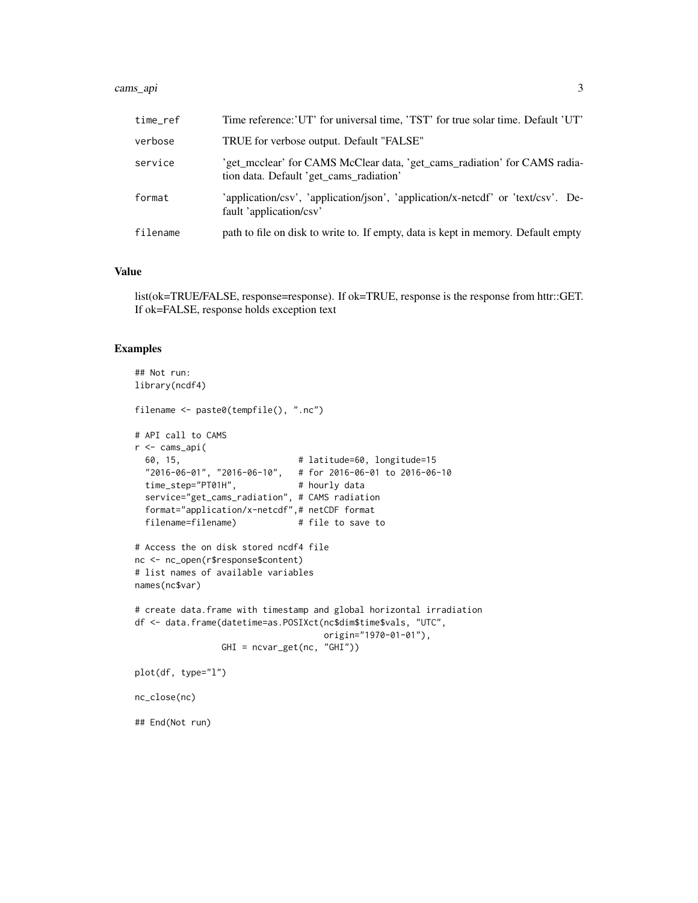| | |
|---|---|
| `time_ref` | Time reference:'UT' for universal time, 'TST' for true solar time. Default 'UT' |
| `verbose` | TRUE for verbose output. Default "FALSE" |
| `service` | 'get_mcclear' for CAMS McClear data, 'get_cams_radiation' for CAMS radiation data. Default 'get_cams_radiation' |
| `format` | 'application/csv', 'application/json', 'application/x-netcdf' or 'text/csv'. Default 'application/csv' |
| `filename` | path to file on disk to write to. If empty, data is kept in memory. Default empty |

## Value

list(ok=TRUE/FALSE, response=response). If ok=TRUE, response is the response from httr::GET. If ok=FALSE, response holds exception text

## Examples

```
## Not run:
library(ncdf4)

filename <- paste0(tempfile(), ".nc")

# API call to CAMS
r <- cams_api(
  60, 15,                        # latitude=60, longitude=15
  "2016-06-01", "2016-06-10",    # for 2016-06-01 to 2016-06-10
  time_step="PT01H",             # hourly data
  service="get_cams_radiation", # CAMS radiation
  format="application/x-netcdf",# netCDF format
  filename=filename)             # file to save to

# Access the on disk stored ncdf4 file
nc <- nc_open(r$response$content)
# list names of available variables
names(nc$var)

# create data.frame with timestamp and global horizontal irradiation
df <- data.frame(datetime=as.POSIXct(nc$dim$time$vals, "UTC",
                                     origin="1970-01-01"),
                 GHI = ncvar_get(nc, "GHI"))

plot(df, type="l")

nc_close(nc)

## End(Not run)
```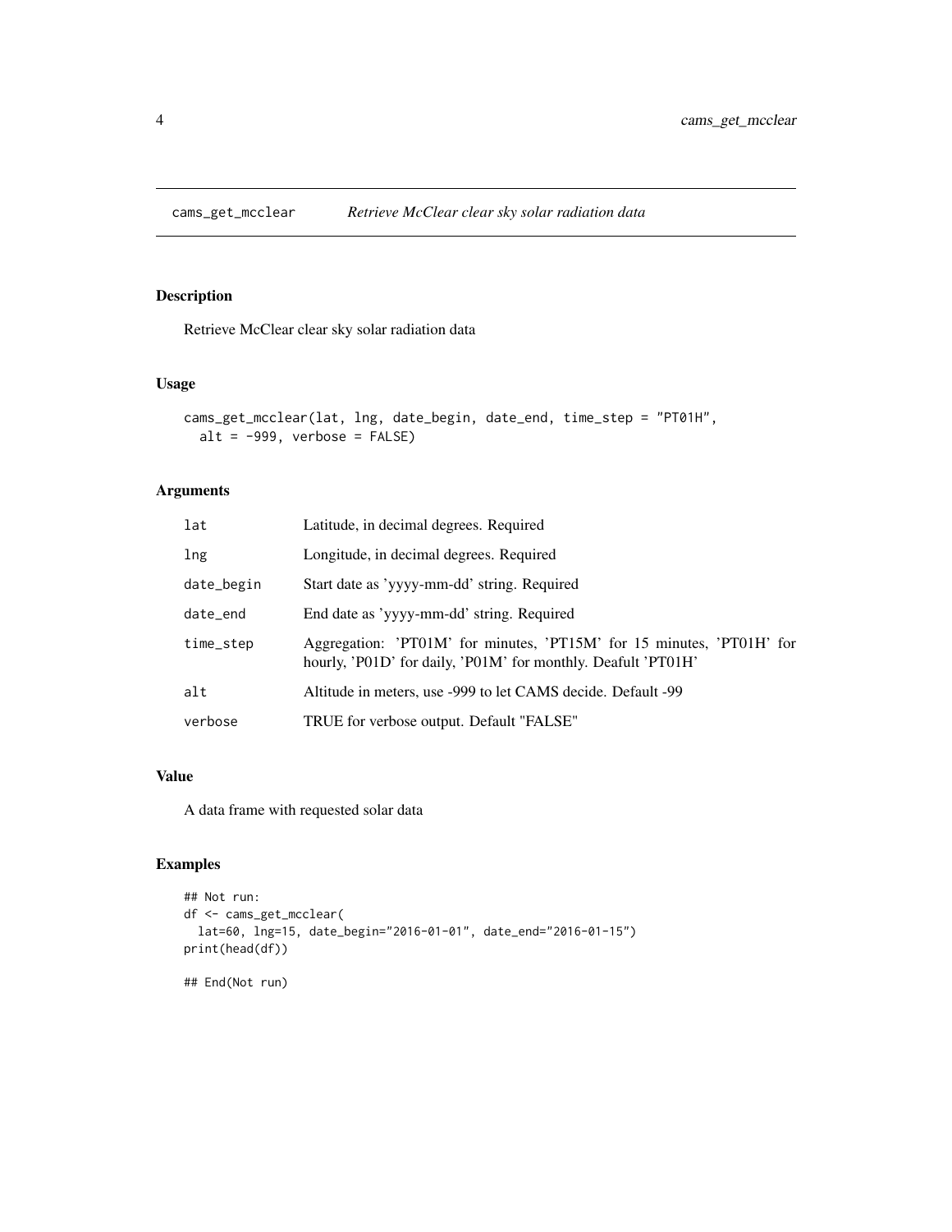# cams_get_mcclear — *Retrieve McClear clear sky solar radiation data*

## Description

Retrieve McClear clear sky solar radiation data

## Usage

```
cams_get_mcclear(lat, lng, date_begin, date_end, time_step = "PT01H",
  alt = -999, verbose = FALSE)
```

## Arguments

| | |
|---|---|
| `lat` | Latitude, in decimal degrees. Required |
| `lng` | Longitude, in decimal degrees. Required |
| `date_begin` | Start date as 'yyyy-mm-dd' string. Required |
| `date_end` | End date as 'yyyy-mm-dd' string. Required |
| `time_step` | Aggregation: 'PT01M' for minutes, 'PT15M' for 15 minutes, 'PT01H' for hourly, 'P01D' for daily, 'P01M' for monthly. Deafult 'PT01H' |
| `alt` | Altitude in meters, use -999 to let CAMS decide. Default -99 |
| `verbose` | TRUE for verbose output. Default "FALSE" |

## Value

A data frame with requested solar data

## Examples

```
## Not run:
df <- cams_get_mcclear(
  lat=60, lng=15, date_begin="2016-01-01", date_end="2016-01-15")
print(head(df))

## End(Not run)
```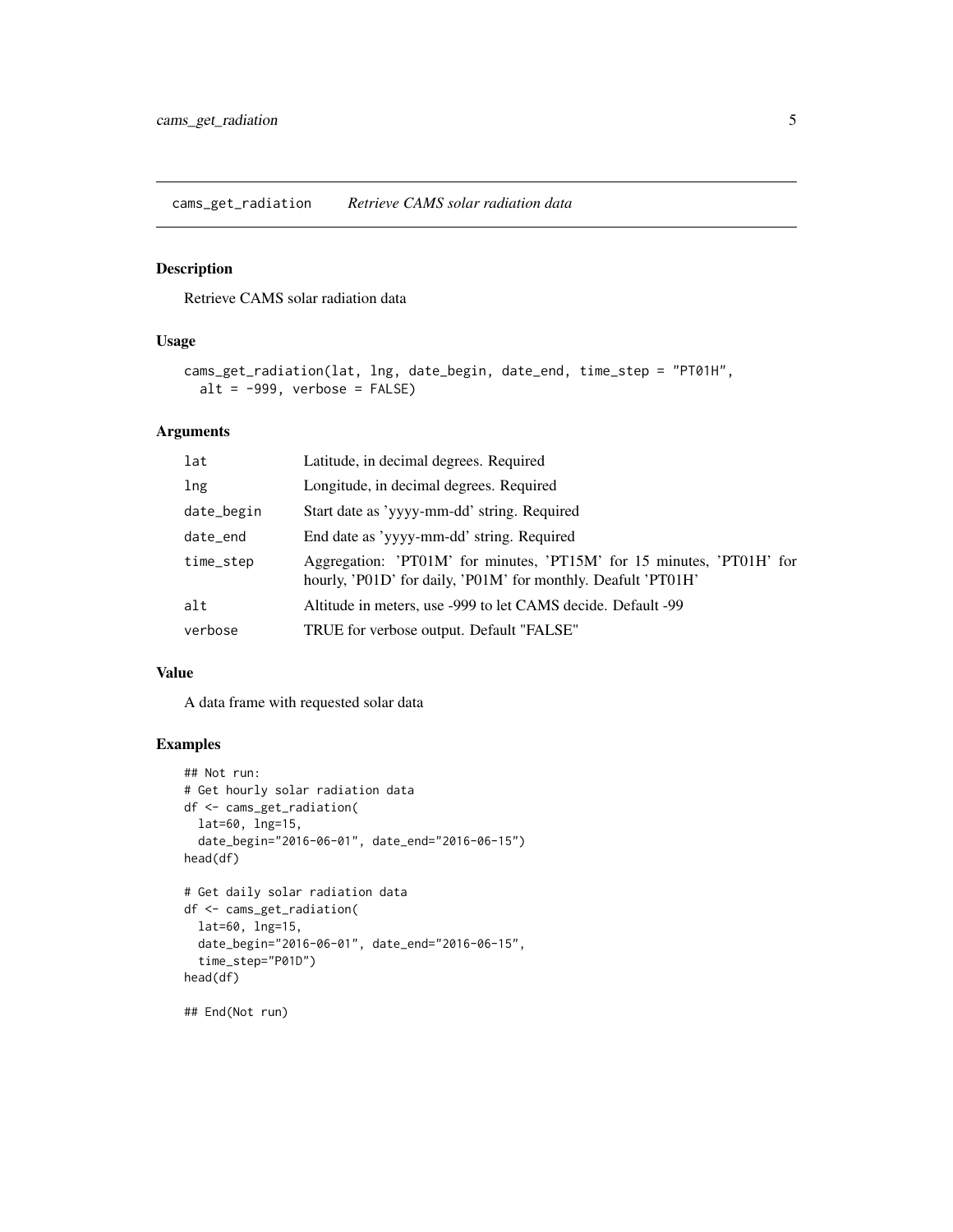# cams_get_radiation *Retrieve CAMS solar radiation data*

## Description

Retrieve CAMS solar radiation data

## Usage

```
cams_get_radiation(lat, lng, date_begin, date_end, time_step = "PT01H",
  alt = -999, verbose = FALSE)
```

## Arguments

| | |
|---|---|
| lat | Latitude, in decimal degrees. Required |
| lng | Longitude, in decimal degrees. Required |
| date_begin | Start date as 'yyyy-mm-dd' string. Required |
| date_end | End date as 'yyyy-mm-dd' string. Required |
| time_step | Aggregation: 'PT01M' for minutes, 'PT15M' for 15 minutes, 'PT01H' for hourly, 'P01D' for daily, 'P01M' for monthly. Deafult 'PT01H' |
| alt | Altitude in meters, use -999 to let CAMS decide. Default -99 |
| verbose | TRUE for verbose output. Default "FALSE" |

## Value

A data frame with requested solar data

## Examples

```
## Not run:
# Get hourly solar radiation data
df <- cams_get_radiation(
  lat=60, lng=15,
  date_begin="2016-06-01", date_end="2016-06-15")
head(df)

# Get daily solar radiation data
df <- cams_get_radiation(
  lat=60, lng=15,
  date_begin="2016-06-01", date_end="2016-06-15",
  time_step="P01D")
head(df)

## End(Not run)
```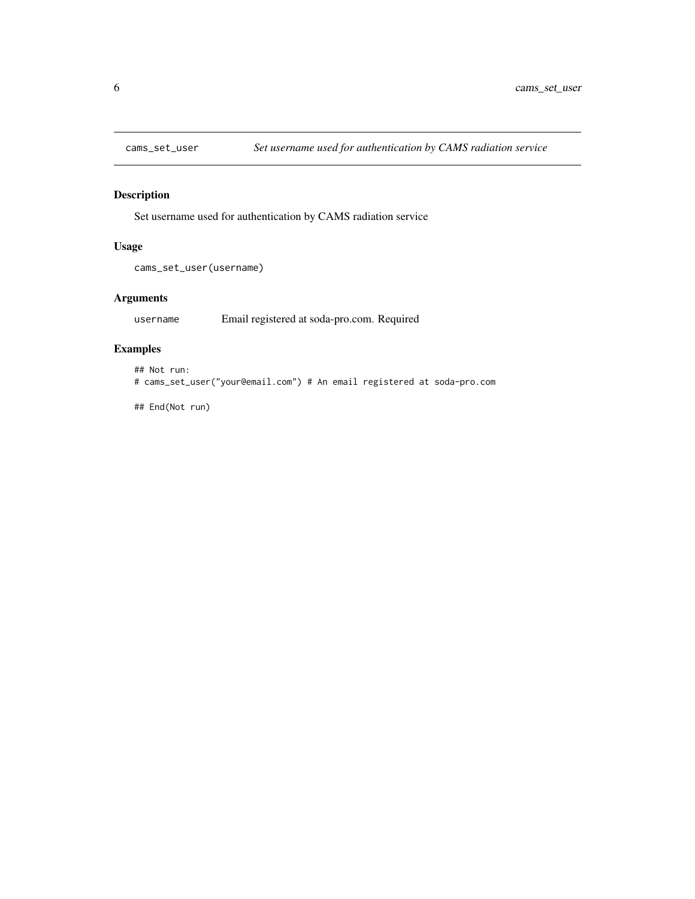## cams_set_user — *Set username used for authentication by CAMS radiation service*

### Description

Set username used for authentication by CAMS radiation service

### Usage

```
cams_set_user(username)
```

### Arguments

| | |
|---|---|
| username | Email registered at soda-pro.com. Required |

### Examples

```
## Not run:
# cams_set_user("your@email.com") # An email registered at soda-pro.com

## End(Not run)
```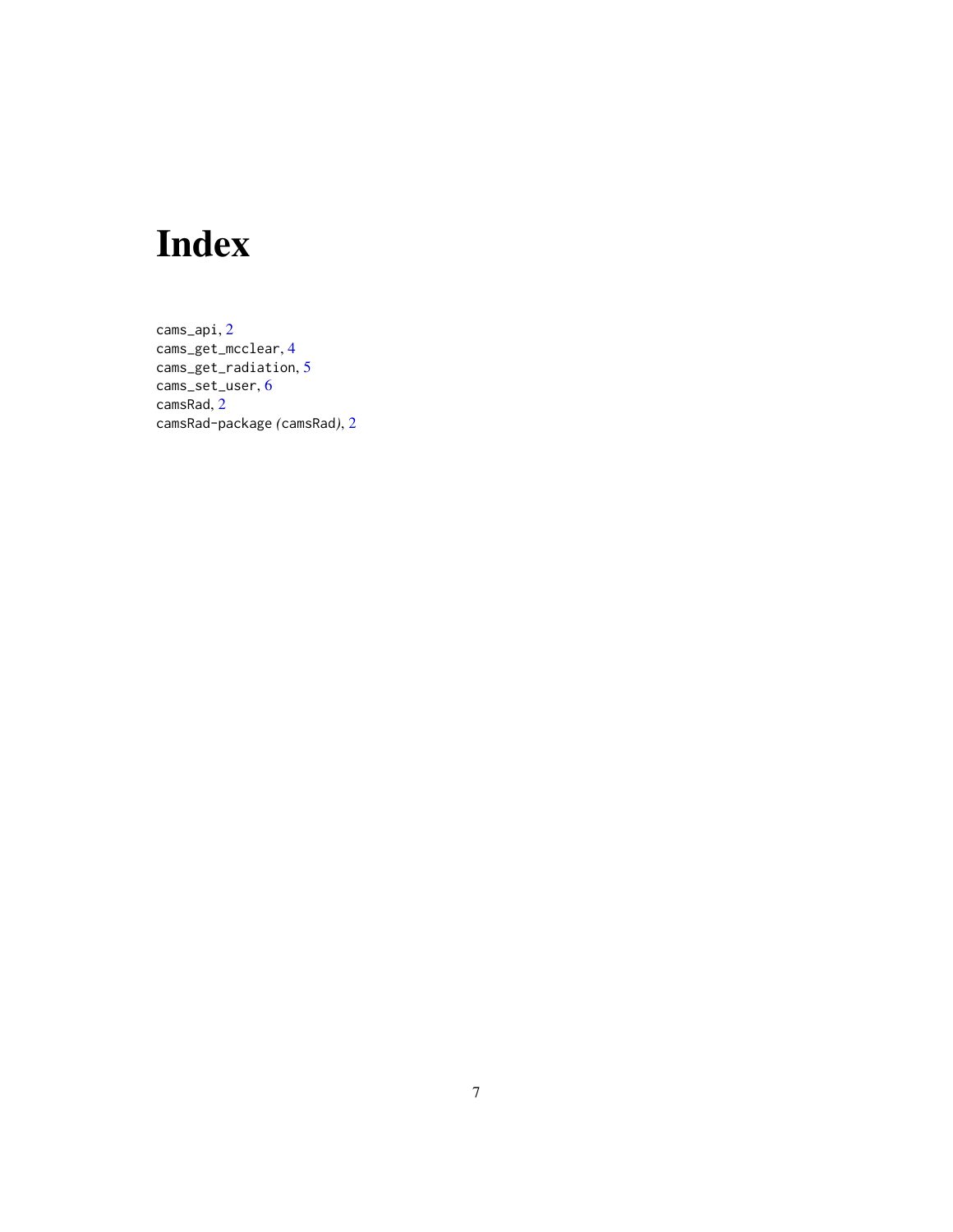# Index

cams_api, 2
cams_get_mcclear, 4
cams_get_radiation, 5
cams_set_user, 6
camsRad, 2
camsRad-package (camsRad), 2